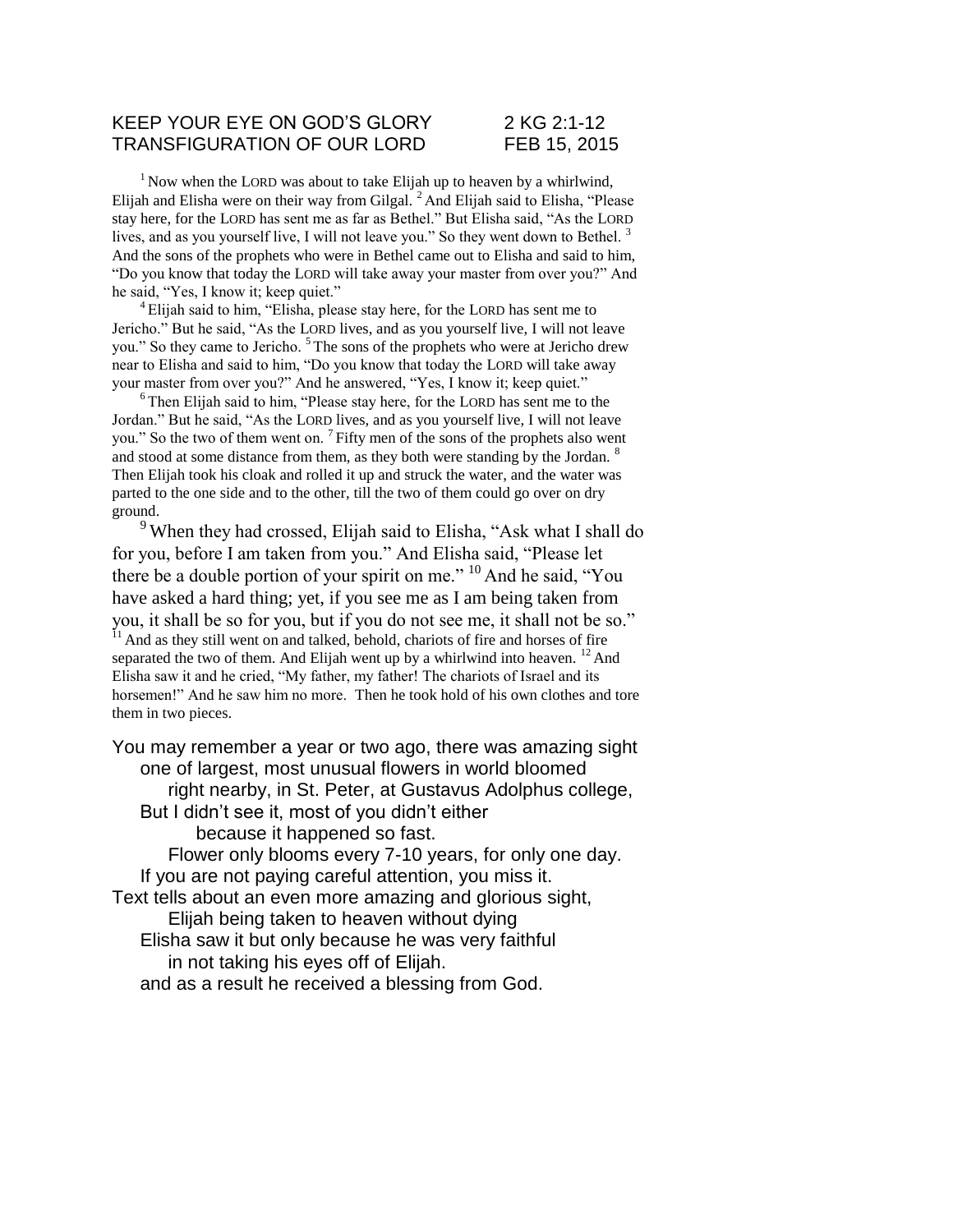# KEEP YOUR EYE ON GOD'S GLORY 2 KG 2:1-12
# TRANSFIGURATION OF OUR LORD FEB 15, 2015

[1] Now when the LORD was about to take Elijah up to heaven by a whirlwind, Elijah and Elisha were on their way from Gilgal. [2] And Elijah said to Elisha, "Please stay here, for the LORD has sent me as far as Bethel." But Elisha said, "As the LORD lives, and as you yourself live, I will not leave you." So they went down to Bethel. [3] And the sons of the prophets who were in Bethel came out to Elisha and said to him, "Do you know that today the LORD will take away your master from over you?" And he said, "Yes, I know it; keep quiet."

[4] Elijah said to him, "Elisha, please stay here, for the LORD has sent me to Jericho." But he said, "As the LORD lives, and as you yourself live, I will not leave you." So they came to Jericho. [5] The sons of the prophets who were at Jericho drew near to Elisha and said to him, "Do you know that today the LORD will take away your master from over you?" And he answered, "Yes, I know it; keep quiet."

[6] Then Elijah said to him, "Please stay here, for the LORD has sent me to the Jordan." But he said, "As the LORD lives, and as you yourself live, I will not leave you." So the two of them went on. [7] Fifty men of the sons of the prophets also went and stood at some distance from them, as they both were standing by the Jordan. [8] Then Elijah took his cloak and rolled it up and struck the water, and the water was parted to the one side and to the other, till the two of them could go over on dry ground.

[9] When they had crossed, Elijah said to Elisha, "Ask what I shall do for you, before I am taken from you." And Elisha said, "Please let there be a double portion of your spirit on me." [10] And he said, "You have asked a hard thing; yet, if you see me as I am being taken from you, it shall be so for you, but if you do not see me, it shall not be so." [11] And as they still went on and talked, behold, chariots of fire and horses of fire separated the two of them. And Elijah went up by a whirlwind into heaven. [12] And Elisha saw it and he cried, "My father, my father! The chariots of Israel and its horsemen!" And he saw him no more. Then he took hold of his own clothes and tore them in two pieces.

You may remember a year or two ago, there was amazing sight
one of largest, most unusual flowers in world bloomed
right nearby, in St. Peter, at Gustavus Adolphus college,
But I didn't see it, most of you didn't either
because it happened so fast.
Flower only blooms every 7-10 years, for only one day.
If you are not paying careful attention, you miss it.
Text tells about an even more amazing and glorious sight,
Elijah being taken to heaven without dying
Elisha saw it but only because he was very faithful
in not taking his eyes off of Elijah.
and as a result he received a blessing from God.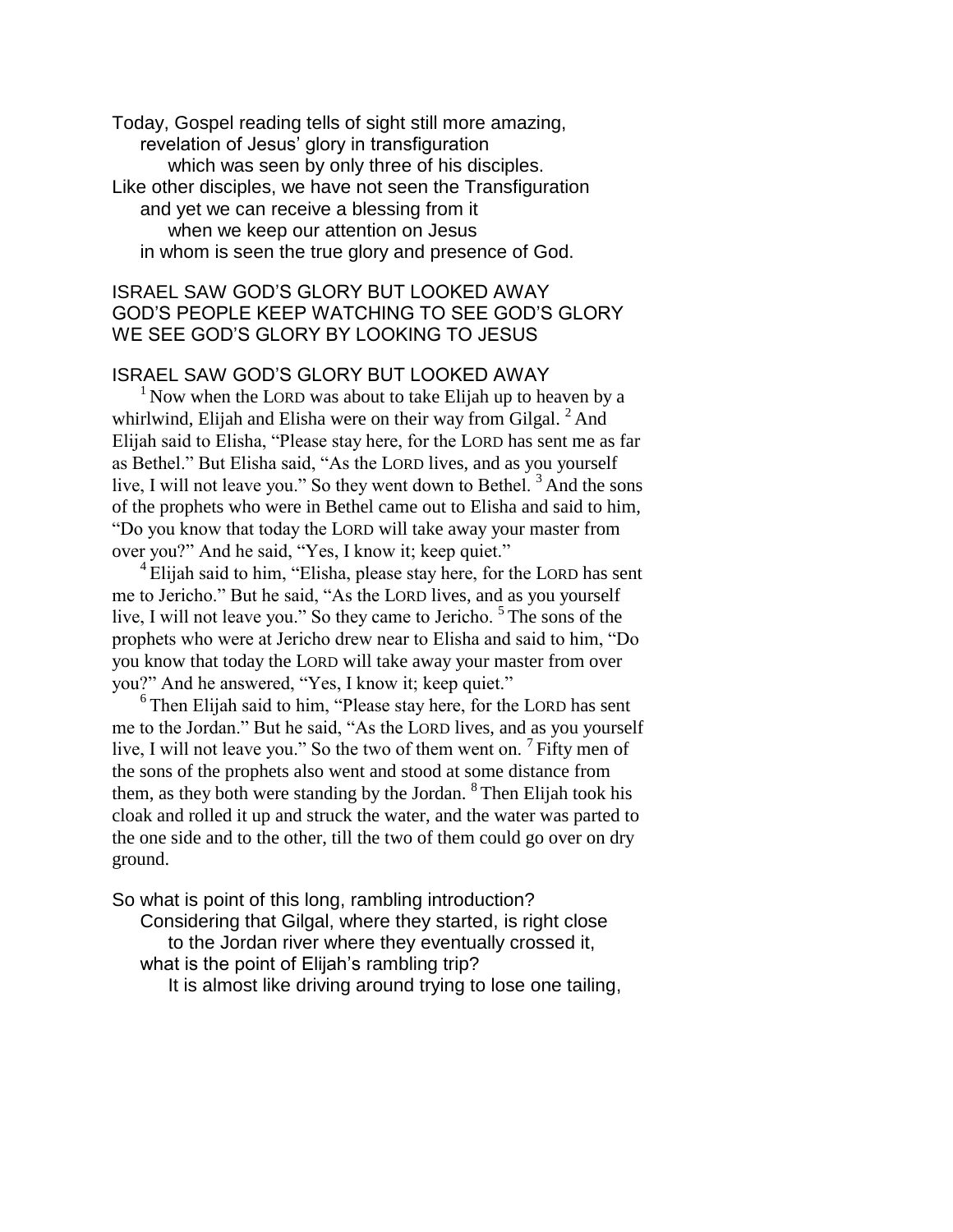Today, Gospel reading tells of sight still more amazing,
revelation of Jesus' glory in transfiguration
which was seen by only three of his disciples.
Like other disciples, we have not seen the Transfiguration
and yet we can receive a blessing from it
when we keep our attention on Jesus
in whom is seen the true glory and presence of God.

ISRAEL SAW GOD'S GLORY BUT LOOKED AWAY
GOD'S PEOPLE KEEP WATCHING TO SEE GOD'S GLORY
WE SEE GOD'S GLORY BY LOOKING TO JESUS

## ISRAEL SAW GOD'S GLORY BUT LOOKED AWAY

[1] Now when the LORD was about to take Elijah up to heaven by a whirlwind, Elijah and Elisha were on their way from Gilgal. [2] And Elijah said to Elisha, "Please stay here, for the LORD has sent me as far as Bethel." But Elisha said, "As the LORD lives, and as you yourself live, I will not leave you." So they went down to Bethel. [3] And the sons of the prophets who were in Bethel came out to Elisha and said to him, "Do you know that today the LORD will take away your master from over you?" And he said, "Yes, I know it; keep quiet."

[4] Elijah said to him, "Elisha, please stay here, for the LORD has sent me to Jericho." But he said, "As the LORD lives, and as you yourself live, I will not leave you." So they came to Jericho. [5] The sons of the prophets who were at Jericho drew near to Elisha and said to him, "Do you know that today the LORD will take away your master from over you?" And he answered, "Yes, I know it; keep quiet."

[6] Then Elijah said to him, "Please stay here, for the LORD has sent me to the Jordan." But he said, "As the LORD lives, and as you yourself live, I will not leave you." So the two of them went on. [7] Fifty men of the sons of the prophets also went and stood at some distance from them, as they both were standing by the Jordan. [8] Then Elijah took his cloak and rolled it up and struck the water, and the water was parted to the one side and to the other, till the two of them could go over on dry ground.

So what is point of this long, rambling introduction?
Considering that Gilgal, where they started, is right close
to the Jordan river where they eventually crossed it,
what is the point of Elijah's rambling trip?
It is almost like driving around trying to lose one tailing,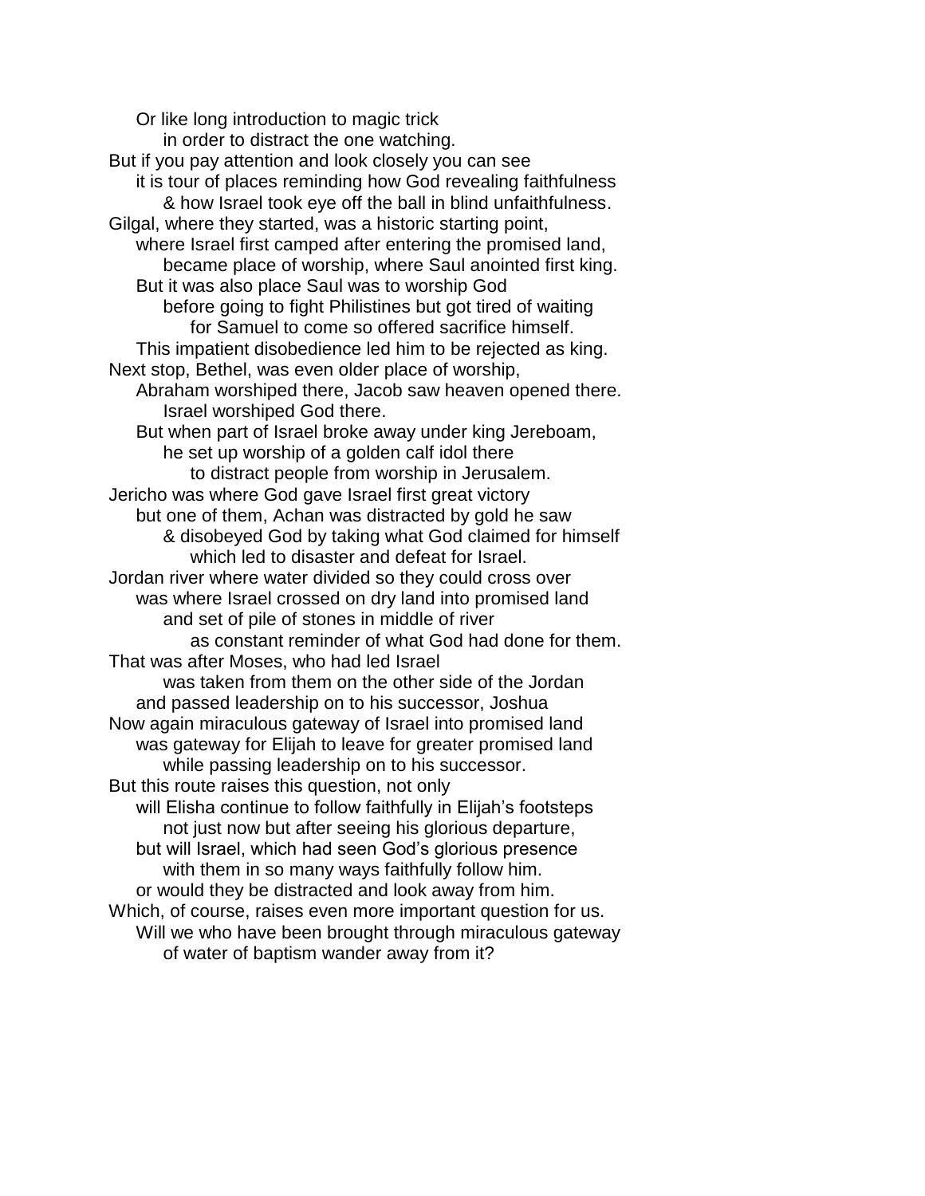Or like long introduction to magic trick
in order to distract the one watching.
But if you pay attention and look closely you can see
it is tour of places reminding how God revealing faithfulness
& how Israel took eye off the ball in blind unfaithfulness.
Gilgal, where they started, was a historic starting point,
where Israel first camped after entering the promised land,
became place of worship, where Saul anointed first king.
But it was also place Saul was to worship God
before going to fight Philistines but got tired of waiting
for Samuel to come so offered sacrifice himself.
This impatient disobedience led him to be rejected as king.
Next stop, Bethel, was even older place of worship,
Abraham worshiped there, Jacob saw heaven opened there.
Israel worshiped God there.
But when part of Israel broke away under king Jereboam,
he set up worship of a golden calf idol there
to distract people from worship in Jerusalem.
Jericho was where God gave Israel first great victory
but one of them, Achan was distracted by gold he saw
& disobeyed God by taking what God claimed for himself
which led to disaster and defeat for Israel.
Jordan river where water divided so they could cross over
was where Israel crossed on dry land into promised land
and set of pile of stones in middle of river
as constant reminder of what God had done for them.
That was after Moses, who had led Israel
was taken from them on the other side of the Jordan
and passed leadership on to his successor, Joshua
Now again miraculous gateway of Israel into promised land
was gateway for Elijah to leave for greater promised land
while passing leadership on to his successor.
But this route raises this question, not only
will Elisha continue to follow faithfully in Elijah's footsteps
not just now but after seeing his glorious departure,
but will Israel, which had seen God's glorious presence
with them in so many ways faithfully follow him.
or would they be distracted and look away from him.
Which, of course, raises even more important question for us.
Will we who have been brought through miraculous gateway
of water of baptism wander away from it?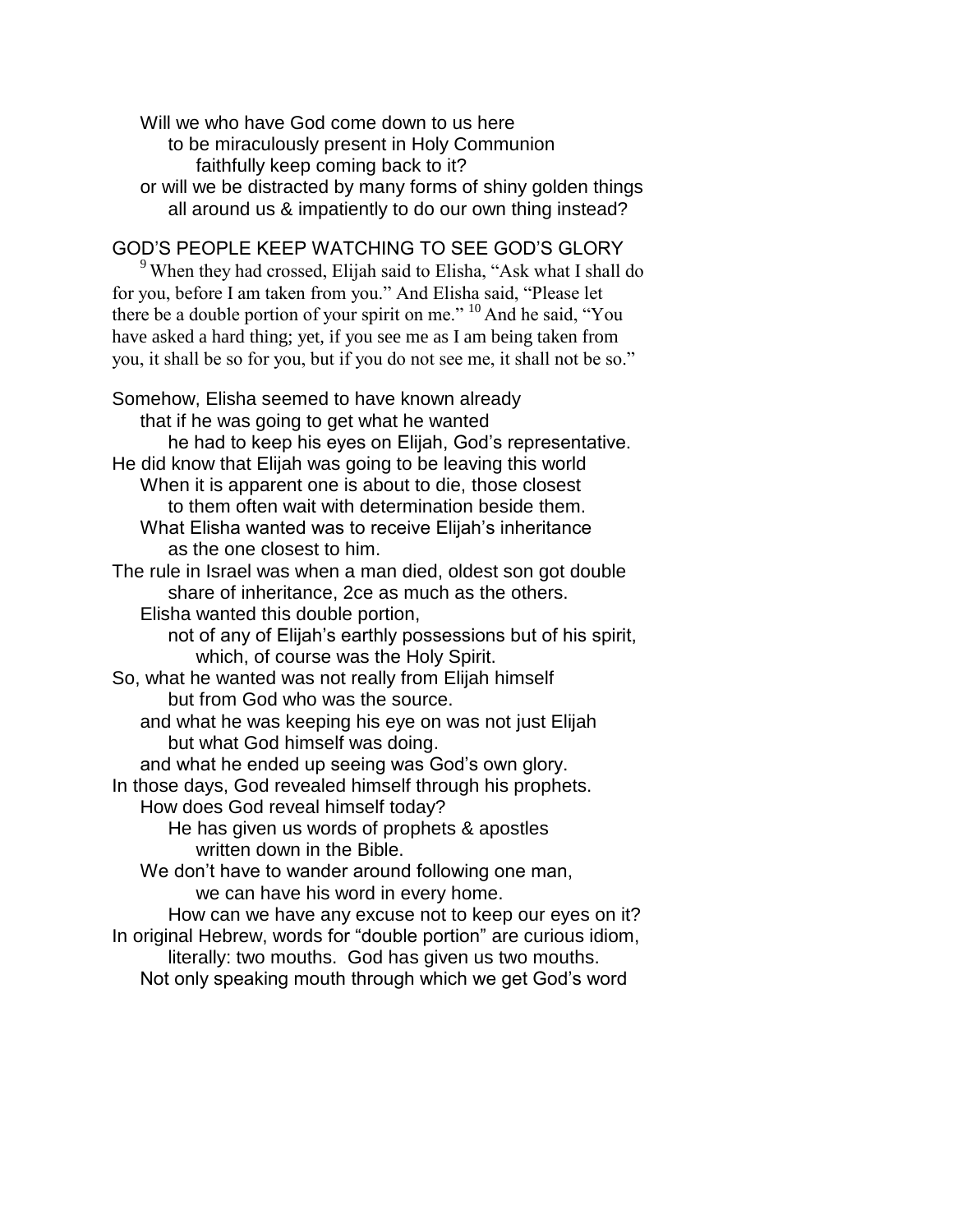Will we who have God come down to us here
to be miraculously present in Holy Communion
faithfully keep coming back to it?
or will we be distracted by many forms of shiny golden things
all around us & impatiently to do our own thing instead?

GOD'S PEOPLE KEEP WATCHING TO SEE GOD'S GLORY

[9] When they had crossed, Elijah said to Elisha, "Ask what I shall do for you, before I am taken from you." And Elisha said, "Please let there be a double portion of your spirit on me." [10] And he said, "You have asked a hard thing; yet, if you see me as I am being taken from you, it shall be so for you, but if you do not see me, it shall not be so."

Somehow, Elisha seemed to have known already
that if he was going to get what he wanted
he had to keep his eyes on Elijah, God's representative.
He did know that Elijah was going to be leaving this world
When it is apparent one is about to die, those closest
to them often wait with determination beside them.
What Elisha wanted was to receive Elijah's inheritance
as the one closest to him.
The rule in Israel was when a man died, oldest son got double
share of inheritance, 2ce as much as the others.
Elisha wanted this double portion,
not of any of Elijah's earthly possessions but of his spirit,
which, of course was the Holy Spirit.
So, what he wanted was not really from Elijah himself
but from God who was the source.
and what he was keeping his eye on was not just Elijah
but what God himself was doing.
and what he ended up seeing was God's own glory.
In those days, God revealed himself through his prophets.
How does God reveal himself today?
He has given us words of prophets & apostles
written down in the Bible.
We don't have to wander around following one man,
we can have his word in every home.
How can we have any excuse not to keep our eyes on it?
In original Hebrew, words for "double portion" are curious idiom,
literally: two mouths. God has given us two mouths.
Not only speaking mouth through which we get God's word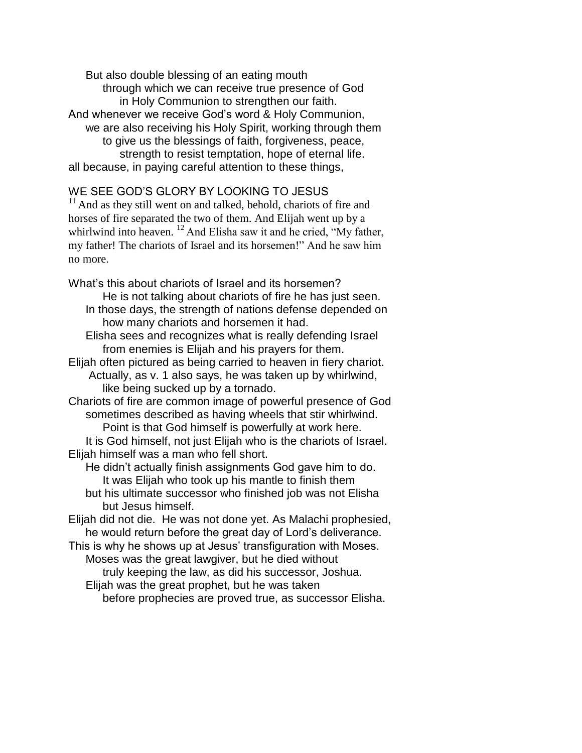But also double blessing of an eating mouth
through which we can receive true presence of God
in Holy Communion to strengthen our faith.
And whenever we receive God's word & Holy Communion,
we are also receiving his Holy Spirit, working through them
to give us the blessings of faith, forgiveness, peace,
strength to resist temptation, hope of eternal life.
all because, in paying careful attention to these things,

WE SEE GOD'S GLORY BY LOOKING TO JESUS

[11] And as they still went on and talked, behold, chariots of fire and horses of fire separated the two of them. And Elijah went up by a whirlwind into heaven. [12] And Elisha saw it and he cried, "My father, my father! The chariots of Israel and its horsemen!" And he saw him no more.

What's this about chariots of Israel and its horsemen?
He is not talking about chariots of fire he has just seen.
In those days, the strength of nations defense depended on
how many chariots and horsemen it had.
Elisha sees and recognizes what is really defending Israel
from enemies is Elijah and his prayers for them.
Elijah often pictured as being carried to heaven in fiery chariot.
Actually, as v. 1 also says, he was taken up by whirlwind,
like being sucked up by a tornado.
Chariots of fire are common image of powerful presence of God
sometimes described as having wheels that stir whirlwind.
Point is that God himself is powerfully at work here.
It is God himself, not just Elijah who is the chariots of Israel.
Elijah himself was a man who fell short.
He didn't actually finish assignments God gave him to do.
It was Elijah who took up his mantle to finish them
but his ultimate successor who finished job was not Elisha
but Jesus himself.
Elijah did not die. He was not done yet. As Malachi prophesied,
he would return before the great day of Lord's deliverance.
This is why he shows up at Jesus' transfiguration with Moses.
Moses was the great lawgiver, but he died without
truly keeping the law, as did his successor, Joshua.
Elijah was the great prophet, but he was taken
before prophecies are proved true, as successor Elisha.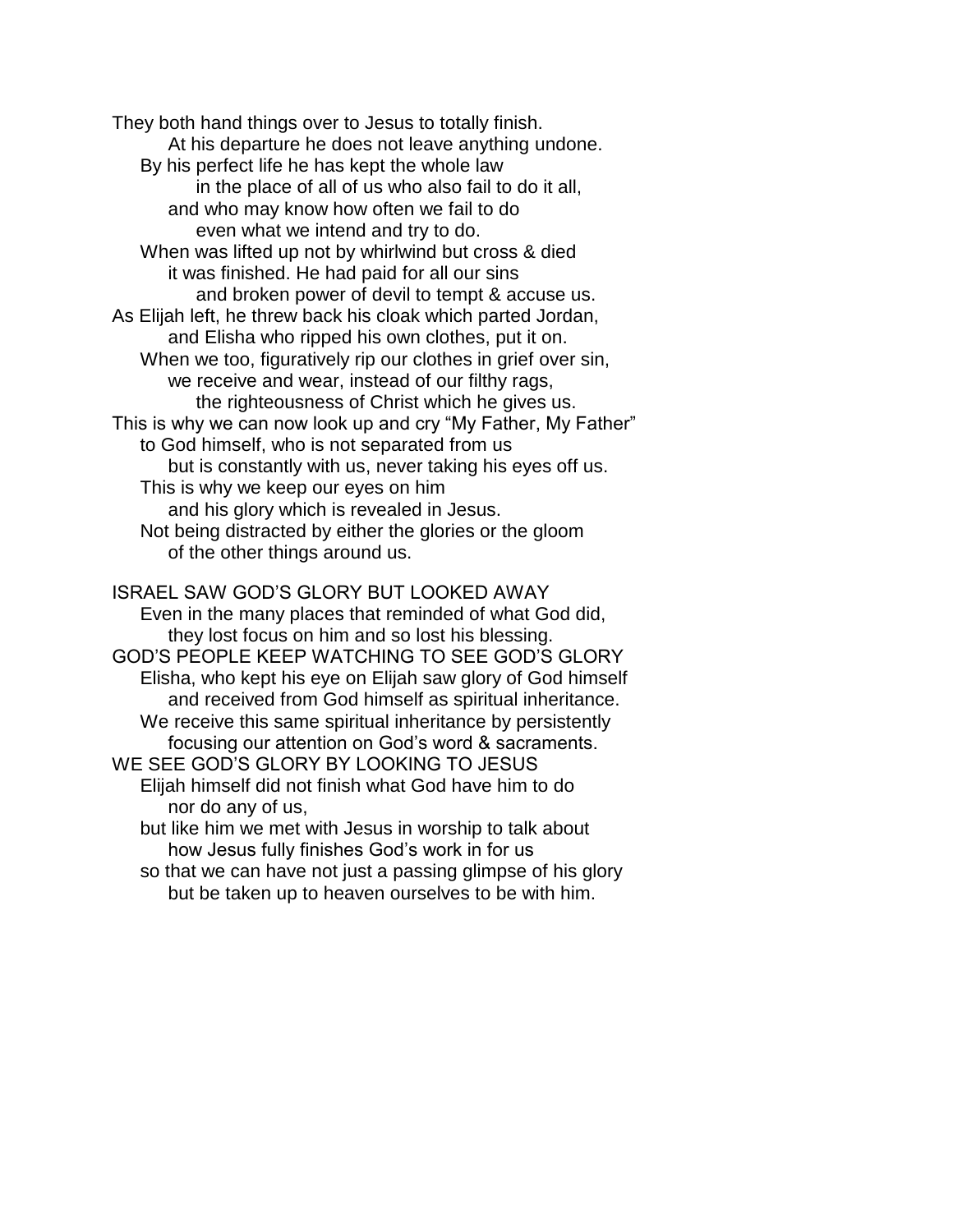They both hand things over to Jesus to totally finish.
At his departure he does not leave anything undone.
By his perfect life he has kept the whole law
in the place of all of us who also fail to do it all,
and who may know how often we fail to do
even what we intend and try to do.
When was lifted up not by whirlwind but cross & died
it was finished. He had paid for all our sins
and broken power of devil to tempt & accuse us.
As Elijah left, he threw back his cloak which parted Jordan,
and Elisha who ripped his own clothes, put it on.
When we too, figuratively rip our clothes in grief over sin,
we receive and wear, instead of our filthy rags,
the righteousness of Christ which he gives us.
This is why we can now look up and cry "My Father, My Father"
to God himself, who is not separated from us
but is constantly with us, never taking his eyes off us.
This is why we keep our eyes on him
and his glory which is revealed in Jesus.
Not being distracted by either the glories or the gloom
of the other things around us.

ISRAEL SAW GOD'S GLORY BUT LOOKED AWAY
Even in the many places that reminded of what God did,
they lost focus on him and so lost his blessing.
GOD'S PEOPLE KEEP WATCHING TO SEE GOD'S GLORY
Elisha, who kept his eye on Elijah saw glory of God himself
and received from God himself as spiritual inheritance.
We receive this same spiritual inheritance by persistently
focusing our attention on God's word & sacraments.
WE SEE GOD'S GLORY BY LOOKING TO JESUS
Elijah himself did not finish what God have him to do
nor do any of us,
but like him we met with Jesus in worship to talk about
how Jesus fully finishes God's work in for us
so that we can have not just a passing glimpse of his glory
but be taken up to heaven ourselves to be with him.